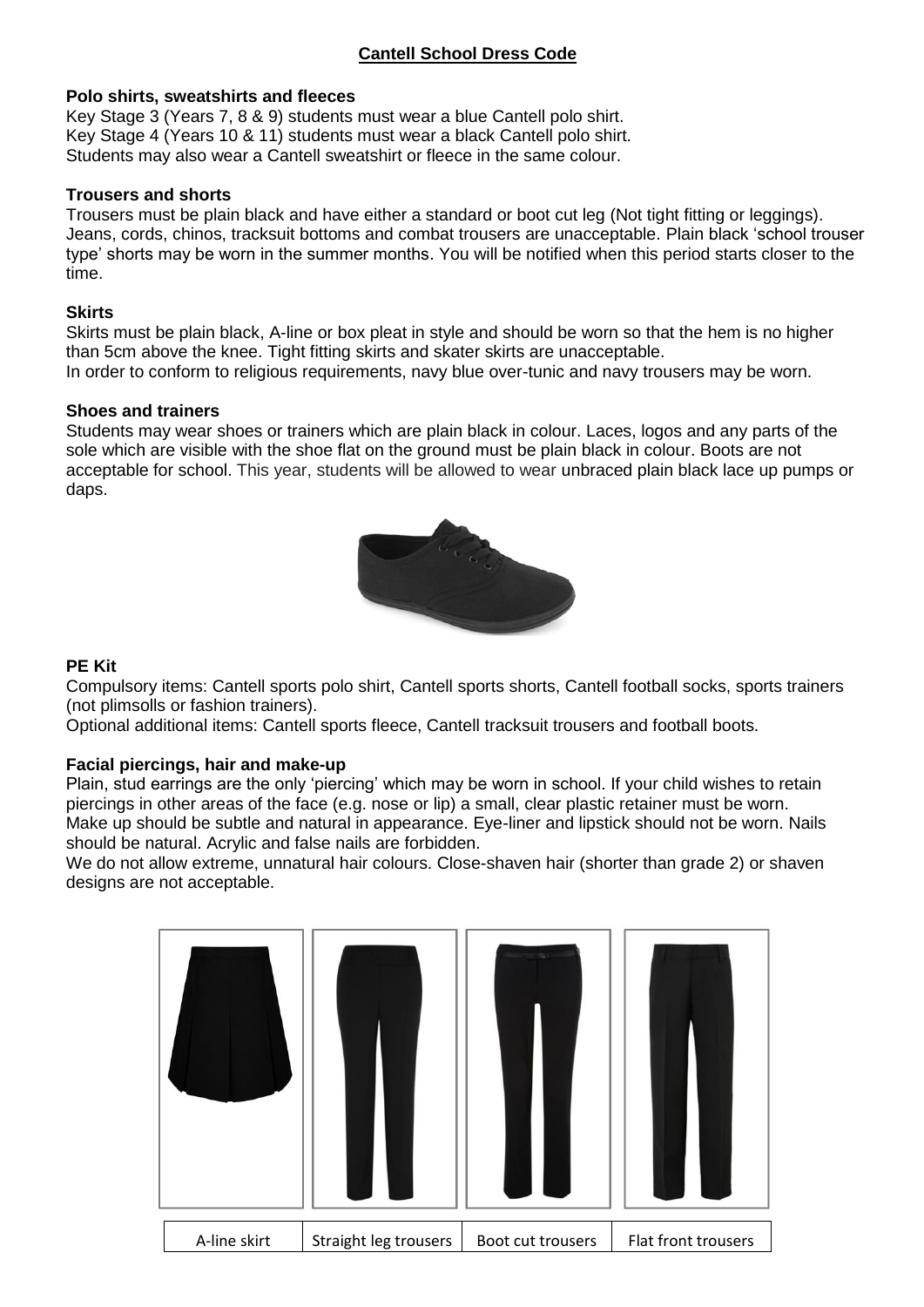# Cantell School Dress Code

### Polo shirts, sweatshirts and fleeces

Key Stage 3 (Years 7, 8 & 9) students must wear a blue Cantell polo shirt.
Key Stage 4 (Years 10 & 11) students must wear a black Cantell polo shirt.
Students may also wear a Cantell sweatshirt or fleece in the same colour.

### Trousers and shorts

Trousers must be plain black and have either a standard or boot cut leg (Not tight fitting or leggings). Jeans, cords, chinos, tracksuit bottoms and combat trousers are unacceptable. Plain black 'school trouser type' shorts may be worn in the summer months. You will be notified when this period starts closer to the time.

### Skirts

Skirts must be plain black, A-line or box pleat in style and should be worn so that the hem is no higher than 5cm above the knee. Tight fitting skirts and skater skirts are unacceptable.
In order to conform to religious requirements, navy blue over-tunic and navy trousers may be worn.

### Shoes and trainers

Students may wear shoes or trainers which are plain black in colour. Laces, logos and any parts of the sole which are visible with the shoe flat on the ground must be plain black in colour. Boots are not acceptable for school. This year, students will be allowed to wear unbraced plain black lace up pumps or daps.

### PE Kit

Compulsory items: Cantell sports polo shirt, Cantell sports shorts, Cantell football socks, sports trainers (not plimsolls or fashion trainers).
Optional additional items: Cantell sports fleece, Cantell tracksuit trousers and football boots.

### Facial piercings, hair and make-up

Plain, stud earrings are the only 'piercing' which may be worn in school. If your child wishes to retain piercings in other areas of the face (e.g. nose or lip) a small, clear plastic retainer must be worn.
Make up should be subtle and natural in appearance. Eye-liner and lipstick should not be worn. Nails should be natural. Acrylic and false nails are forbidden.
We do not allow extreme, unnatural hair colours. Close-shaven hair (shorter than grade 2) or shaven designs are not acceptable.

| A-line skirt | Straight leg trousers | Boot cut trousers | Flat front trousers |
|---|---|---|---|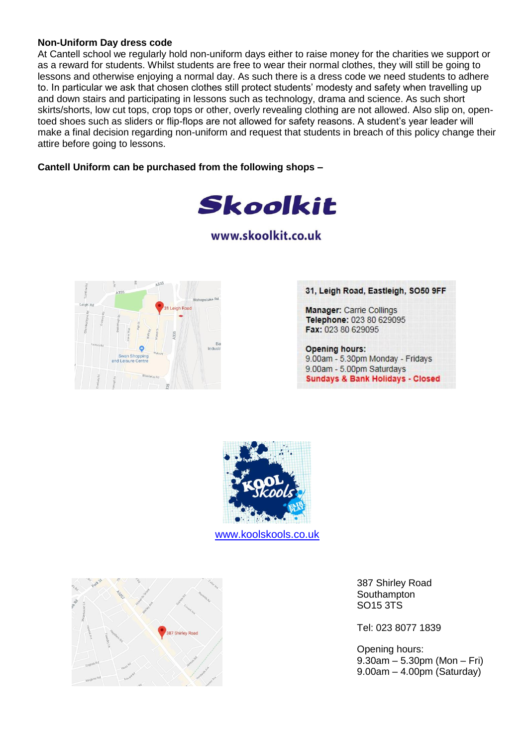**Non-Uniform Day dress code**

At Cantell school we regularly hold non-uniform days either to raise money for the charities we support or as a reward for students. Whilst students are free to wear their normal clothes, they will still be going to lessons and otherwise enjoying a normal day. As such there is a dress code we need students to adhere to. In particular we ask that chosen clothes still protect students' modesty and safety when travelling up and down stairs and participating in lessons such as technology, drama and science. As such short skirts/shorts, low cut tops, crop tops or other, overly revealing clothing are not allowed. Also slip on, open-toed shoes such as sliders or flip-flops are not allowed for safety reasons. A student's year leader will make a final decision regarding non-uniform and request that students in breach of this policy change their attire before going to lessons.

**Cantell Uniform can be purchased from the following shops –**

**Skoolkit**

www.skoolkit.co.uk

**31, Leigh Road, Eastleigh, SO50 9FF**

**Manager:** Carrie Collings
**Telephone:** 023 80 629095
**Fax:** 023 80 629095

**Opening hours:**
9.00am - 5.30pm Monday - Fridays
9.00am - 5.00pm Saturdays
**Sundays & Bank Holidays - Closed**

www.koolskools.co.uk

387 Shirley Road
Southampton
SO15 3TS

Tel: 023 8077 1839

Opening hours:
9.30am – 5.30pm (Mon – Fri)
9.00am – 4.00pm (Saturday)